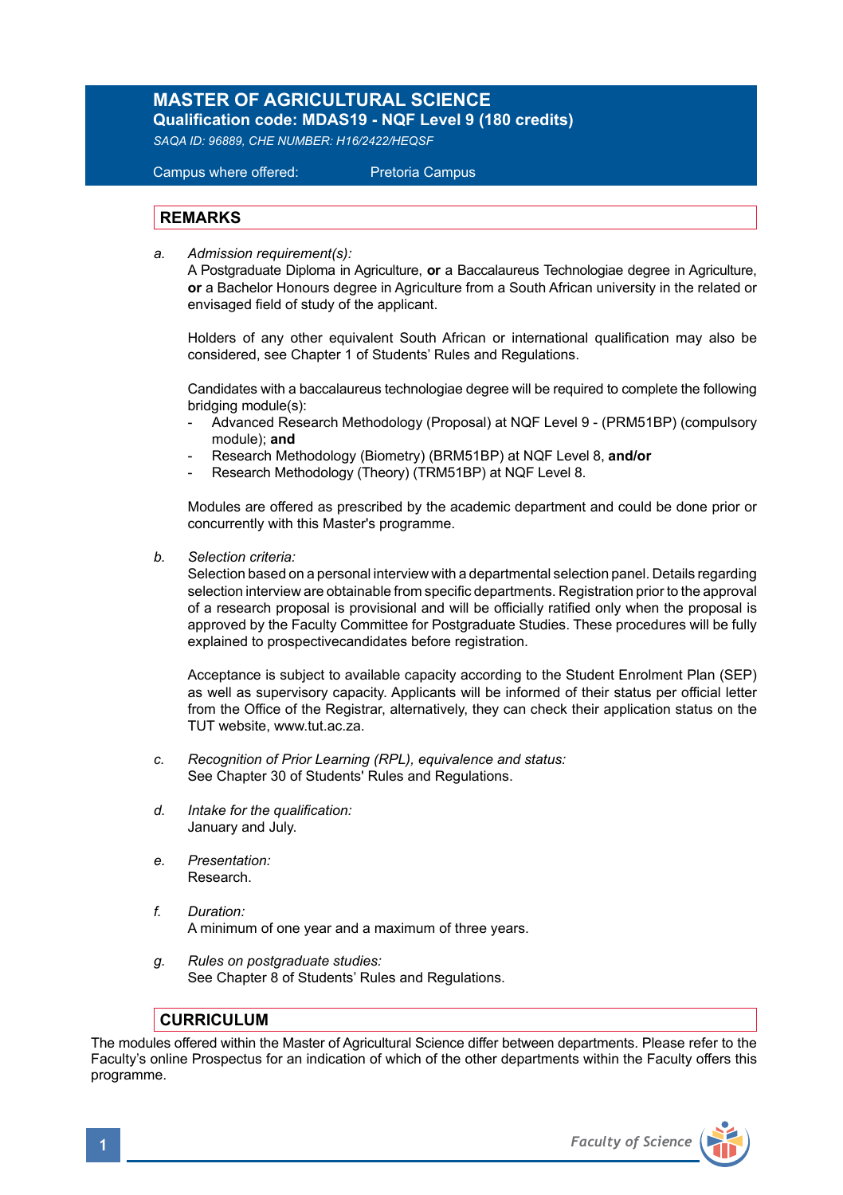# MASTER OF AGRICULTURAL SCIENCE

**Qualification code: MDAS19 - NQF Level 9 (180 credits)**

*SAQA ID: 96889, CHE NUMBER: H16/2422/HEQSF*

Campus where offered: Pretoria Campus

## REMARKS

a. *Admission requirement(s):*
A Postgraduate Diploma in Agriculture, **or** a Baccalaureus Technologiae degree in Agriculture, **or** a Bachelor Honours degree in Agriculture from a South African university in the related or envisaged field of study of the applicant.

Holders of any other equivalent South African or international qualification may also be considered, see Chapter 1 of Students' Rules and Regulations.

Candidates with a baccalaureus technologiae degree will be required to complete the following bridging module(s):
- Advanced Research Methodology (Proposal) at NQF Level 9 - (PRM51BP) (compulsory module); **and**
- Research Methodology (Biometry) (BRM51BP) at NQF Level 8, **and/or**
- Research Methodology (Theory) (TRM51BP) at NQF Level 8.

Modules are offered as prescribed by the academic department and could be done prior or concurrently with this Master's programme.

b. *Selection criteria:*
Selection based on a personal interview with a departmental selection panel. Details regarding selection interview are obtainable from specific departments. Registration prior to the approval of a research proposal is provisional and will be officially ratified only when the proposal is approved by the Faculty Committee for Postgraduate Studies. These procedures will be fully explained to prospectivecandidates before registration.

Acceptance is subject to available capacity according to the Student Enrolment Plan (SEP) as well as supervisory capacity. Applicants will be informed of their status per official letter from the Office of the Registrar, alternatively, they can check their application status on the TUT website, www.tut.ac.za.

c. *Recognition of Prior Learning (RPL), equivalence and status:*
See Chapter 30 of Students' Rules and Regulations.

d. *Intake for the qualification:*
January and July.

e. *Presentation:*
Research.

f. *Duration:*
A minimum of one year and a maximum of three years.

g. *Rules on postgraduate studies:*
See Chapter 8 of Students' Rules and Regulations.

## CURRICULUM

The modules offered within the Master of Agricultural Science differ between departments. Please refer to the Faculty's online Prospectus for an indication of which of the other departments within the Faculty offers this programme.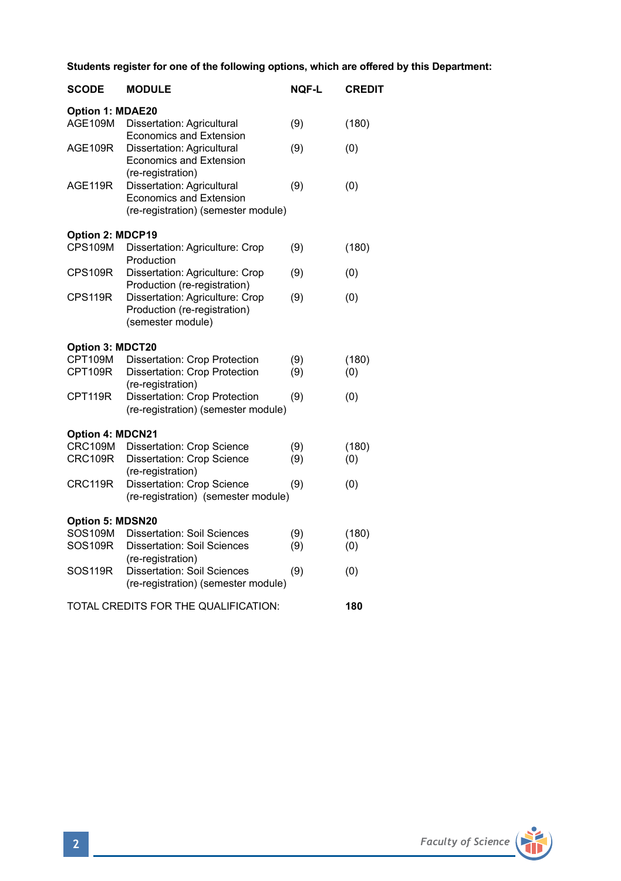**Students register for one of the following options, which are offered by this Department:**

| SCODE | MODULE | NQF-L | CREDIT |
|---|---|---|---|
| **Option 1: MDAE20** | | | |
| AGE109M | Dissertation: Agricultural Economics and Extension | (9) | (180) |
| AGE109R | Dissertation: Agricultural Economics and Extension (re-registration) | (9) | (0) |
| AGE119R | Dissertation: Agricultural Economics and Extension (re-registration) (semester module) | (9) | (0) |
| **Option 2: MDCP19** | | | |
| CPS109M | Dissertation: Agriculture: Crop Production | (9) | (180) |
| CPS109R | Dissertation: Agriculture: Crop Production (re-registration) | (9) | (0) |
| CPS119R | Dissertation: Agriculture: Crop Production (re-registration) (semester module) | (9) | (0) |
| **Option 3: MDCT20** | | | |
| CPT109M | Dissertation: Crop Protection | (9) | (180) |
| CPT109R | Dissertation: Crop Protection (re-registration) | (9) | (0) |
| CPT119R | Dissertation: Crop Protection (re-registration) (semester module) | (9) | (0) |
| **Option 4: MDCN21** | | | |
| CRC109M | Dissertation: Crop Science | (9) | (180) |
| CRC109R | Dissertation: Crop Science (re-registration) | (9) | (0) |
| CRC119R | Dissertation: Crop Science (re-registration) (semester module) | (9) | (0) |
| **Option 5: MDSN20** | | | |
| SOS109M | Dissertation: Soil Sciences | (9) | (180) |
| SOS109R | Dissertation: Soil Sciences (re-registration) | (9) | (0) |
| SOS119R | Dissertation: Soil Sciences (re-registration) (semester module) | (9) | (0) |

TOTAL CREDITS FOR THE QUALIFICATION: **180**